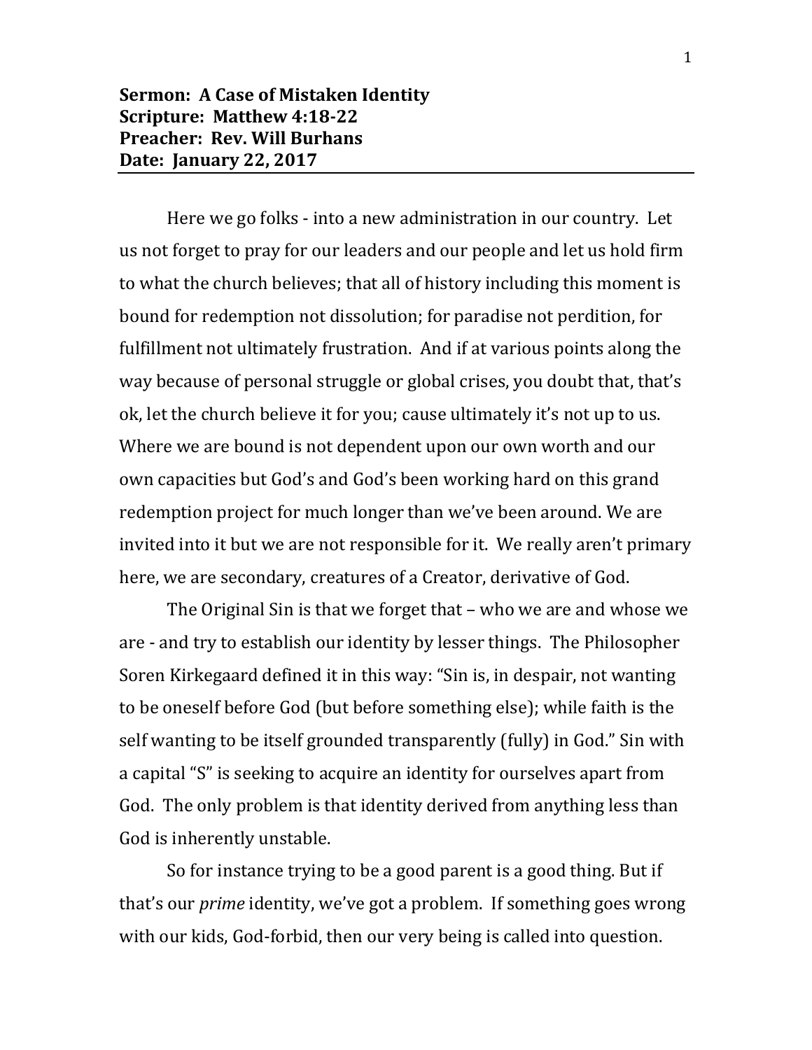**Sermon: A Case of Mistaken Identity**
**Scripture: Matthew 4:18-22**
**Preacher: Rev. Will Burhans**
**Date: January 22, 2017**

Here we go folks - into a new administration in our country. Let us not forget to pray for our leaders and our people and let us hold firm to what the church believes; that all of history including this moment is bound for redemption not dissolution; for paradise not perdition, for fulfillment not ultimately frustration. And if at various points along the way because of personal struggle or global crises, you doubt that, that's ok, let the church believe it for you; cause ultimately it's not up to us. Where we are bound is not dependent upon our own worth and our own capacities but God's and God's been working hard on this grand redemption project for much longer than we've been around. We are invited into it but we are not responsible for it. We really aren't primary here, we are secondary, creatures of a Creator, derivative of God.

The Original Sin is that we forget that – who we are and whose we are - and try to establish our identity by lesser things. The Philosopher Soren Kirkegaard defined it in this way: "Sin is, in despair, not wanting to be oneself before God (but before something else); while faith is the self wanting to be itself grounded transparently (fully) in God." Sin with a capital "S" is seeking to acquire an identity for ourselves apart from God. The only problem is that identity derived from anything less than God is inherently unstable.

So for instance trying to be a good parent is a good thing. But if that's our *prime* identity, we've got a problem. If something goes wrong with our kids, God-forbid, then our very being is called into question.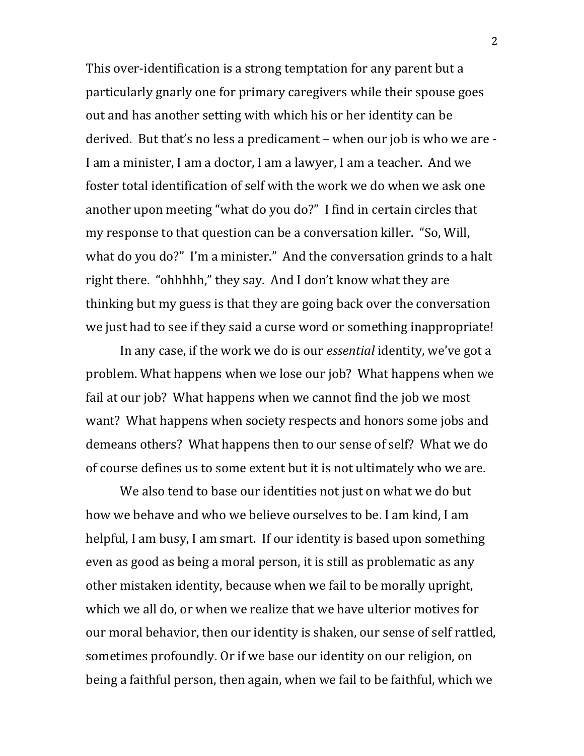This over-identification is a strong temptation for any parent but a particularly gnarly one for primary caregivers while their spouse goes out and has another setting with which his or her identity can be derived. But that's no less a predicament – when our job is who we are - I am a minister, I am a doctor, I am a lawyer, I am a teacher. And we foster total identification of self with the work we do when we ask one another upon meeting "what do you do?" I find in certain circles that my response to that question can be a conversation killer. "So, Will, what do you do?" I'm a minister." And the conversation grinds to a halt right there. "ohhhhh," they say. And I don't know what they are thinking but my guess is that they are going back over the conversation we just had to see if they said a curse word or something inappropriate!

In any case, if the work we do is our *essential* identity, we've got a problem. What happens when we lose our job? What happens when we fail at our job? What happens when we cannot find the job we most want? What happens when society respects and honors some jobs and demeans others? What happens then to our sense of self? What we do of course defines us to some extent but it is not ultimately who we are.

We also tend to base our identities not just on what we do but how we behave and who we believe ourselves to be. I am kind, I am helpful, I am busy, I am smart. If our identity is based upon something even as good as being a moral person, it is still as problematic as any other mistaken identity, because when we fail to be morally upright, which we all do, or when we realize that we have ulterior motives for our moral behavior, then our identity is shaken, our sense of self rattled, sometimes profoundly. Or if we base our identity on our religion, on being a faithful person, then again, when we fail to be faithful, which we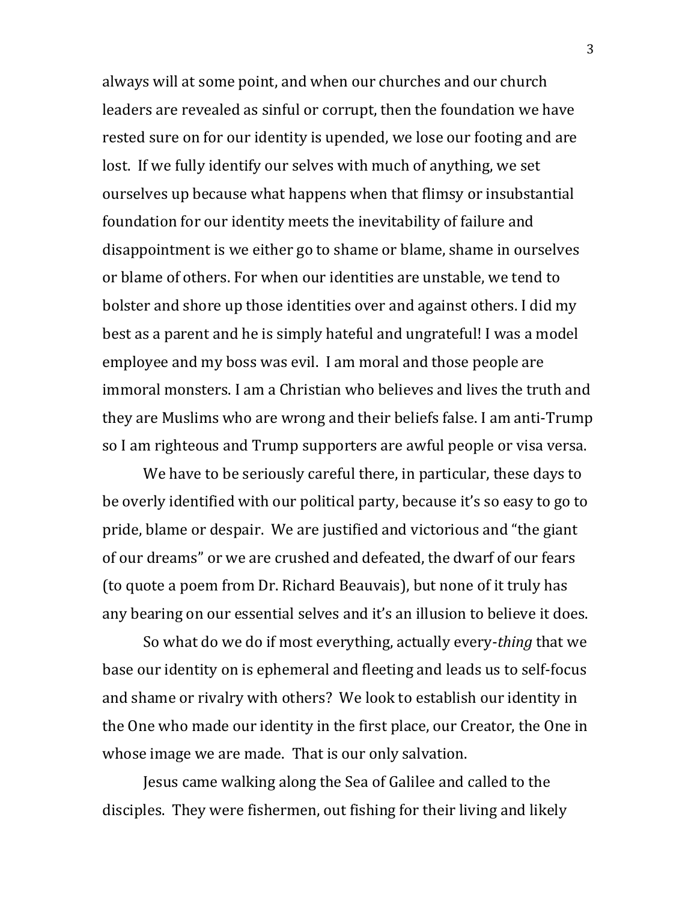always will at some point, and when our churches and our church leaders are revealed as sinful or corrupt, then the foundation we have rested sure on for our identity is upended, we lose our footing and are lost. If we fully identify our selves with much of anything, we set ourselves up because what happens when that flimsy or insubstantial foundation for our identity meets the inevitability of failure and disappointment is we either go to shame or blame, shame in ourselves or blame of others. For when our identities are unstable, we tend to bolster and shore up those identities over and against others. I did my best as a parent and he is simply hateful and ungrateful! I was a model employee and my boss was evil. I am moral and those people are immoral monsters. I am a Christian who believes and lives the truth and they are Muslims who are wrong and their beliefs false. I am anti-Trump so I am righteous and Trump supporters are awful people or visa versa.

We have to be seriously careful there, in particular, these days to be overly identified with our political party, because it's so easy to go to pride, blame or despair. We are justified and victorious and "the giant of our dreams" or we are crushed and defeated, the dwarf of our fears (to quote a poem from Dr. Richard Beauvais), but none of it truly has any bearing on our essential selves and it's an illusion to believe it does.

So what do we do if most everything, actually every-*thing* that we base our identity on is ephemeral and fleeting and leads us to self-focus and shame or rivalry with others? We look to establish our identity in the One who made our identity in the first place, our Creator, the One in whose image we are made. That is our only salvation.

Jesus came walking along the Sea of Galilee and called to the disciples. They were fishermen, out fishing for their living and likely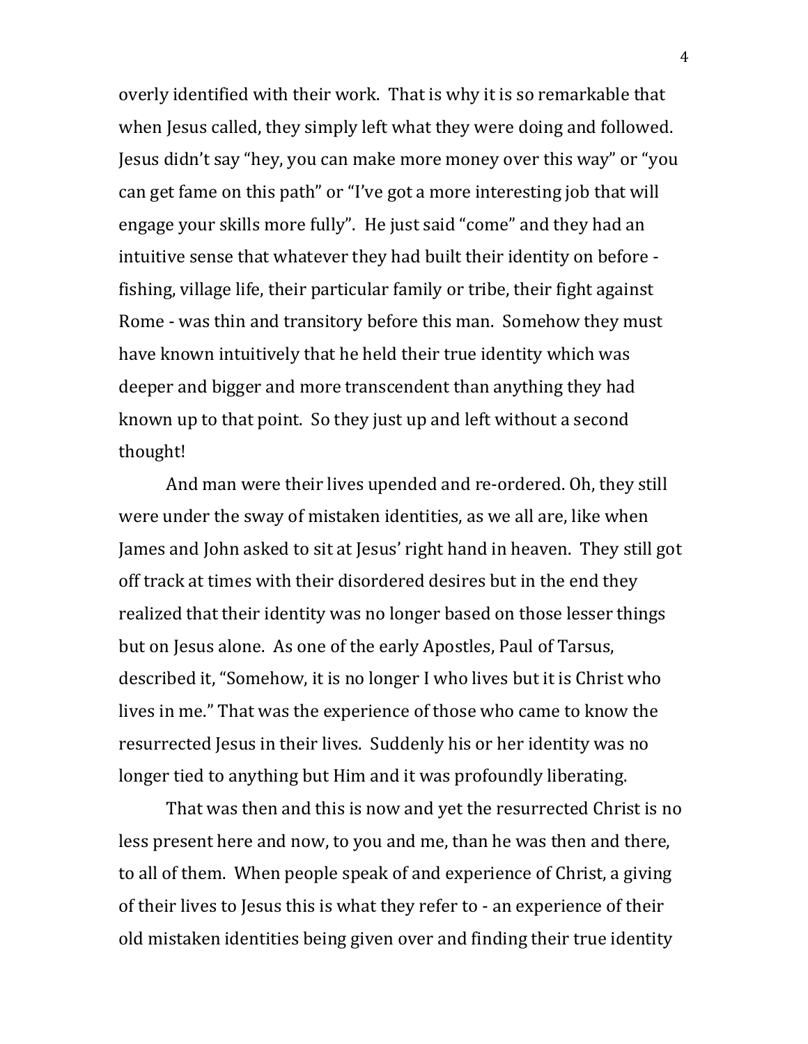overly identified with their work. That is why it is so remarkable that when Jesus called, they simply left what they were doing and followed. Jesus didn't say "hey, you can make more money over this way" or "you can get fame on this path" or "I've got a more interesting job that will engage your skills more fully". He just said "come" and they had an intuitive sense that whatever they had built their identity on before - fishing, village life, their particular family or tribe, their fight against Rome - was thin and transitory before this man. Somehow they must have known intuitively that he held their true identity which was deeper and bigger and more transcendent than anything they had known up to that point. So they just up and left without a second thought!

And man were their lives upended and re-ordered. Oh, they still were under the sway of mistaken identities, as we all are, like when James and John asked to sit at Jesus' right hand in heaven. They still got off track at times with their disordered desires but in the end they realized that their identity was no longer based on those lesser things but on Jesus alone. As one of the early Apostles, Paul of Tarsus, described it, "Somehow, it is no longer I who lives but it is Christ who lives in me." That was the experience of those who came to know the resurrected Jesus in their lives. Suddenly his or her identity was no longer tied to anything but Him and it was profoundly liberating.

That was then and this is now and yet the resurrected Christ is no less present here and now, to you and me, than he was then and there, to all of them. When people speak of and experience of Christ, a giving of their lives to Jesus this is what they refer to - an experience of their old mistaken identities being given over and finding their true identity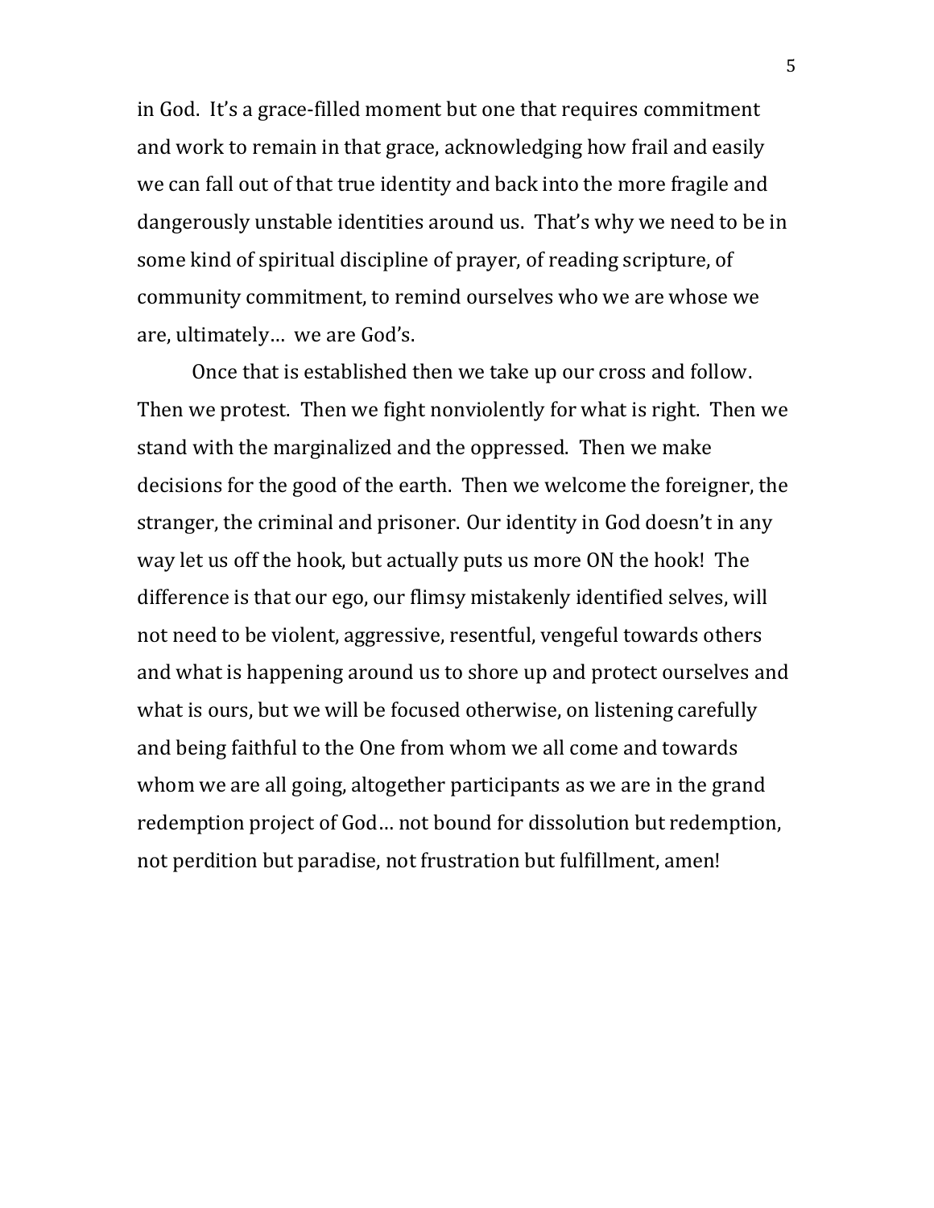in God. It's a grace-filled moment but one that requires commitment and work to remain in that grace, acknowledging how frail and easily we can fall out of that true identity and back into the more fragile and dangerously unstable identities around us. That's why we need to be in some kind of spiritual discipline of prayer, of reading scripture, of community commitment, to remind ourselves who we are whose we are, ultimately… we are God's.

Once that is established then we take up our cross and follow. Then we protest. Then we fight nonviolently for what is right. Then we stand with the marginalized and the oppressed. Then we make decisions for the good of the earth. Then we welcome the foreigner, the stranger, the criminal and prisoner. Our identity in God doesn't in any way let us off the hook, but actually puts us more ON the hook! The difference is that our ego, our flimsy mistakenly identified selves, will not need to be violent, aggressive, resentful, vengeful towards others and what is happening around us to shore up and protect ourselves and what is ours, but we will be focused otherwise, on listening carefully and being faithful to the One from whom we all come and towards whom we are all going, altogether participants as we are in the grand redemption project of God… not bound for dissolution but redemption, not perdition but paradise, not frustration but fulfillment, amen!